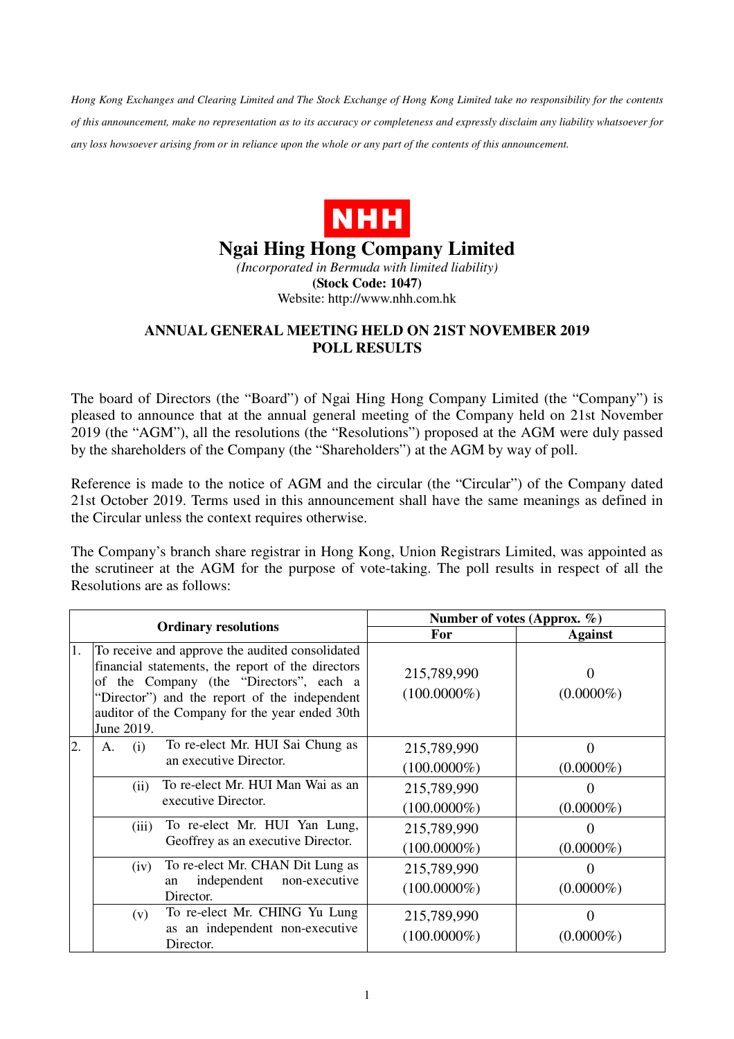*Hong Kong Exchanges and Clearing Limited and The Stock Exchange of Hong Kong Limited take no responsibility for the contents of this announcement, make no representation as to its accuracy or completeness and expressly disclaim any liability whatsoever for any loss howsoever arising from or in reliance upon the whole or any part of the contents of this announcement.*

**NHH**

# Ngai Hing Hong Company Limited

*(Incorporated in Bermuda with limited liability)*

**(Stock Code: 1047)**

Website: http://www.nhh.com.hk

## ANNUAL GENERAL MEETING HELD ON 21ST NOVEMBER 2019 POLL RESULTS

The board of Directors (the "Board") of Ngai Hing Hong Company Limited (the "Company") is pleased to announce that at the annual general meeting of the Company held on 21st November 2019 (the "AGM"), all the resolutions (the "Resolutions") proposed at the AGM were duly passed by the shareholders of the Company (the "Shareholders") at the AGM by way of poll.

Reference is made to the notice of AGM and the circular (the "Circular") of the Company dated 21st October 2019. Terms used in this announcement shall have the same meanings as defined in the Circular unless the context requires otherwise.

The Company's branch share registrar in Hong Kong, Union Registrars Limited, was appointed as the scrutineer at the AGM for the purpose of vote-taking. The poll results in respect of all the Resolutions are as follows:

| Ordinary resolutions | | Number of votes (Approx. %) | |
|---|---|---|---|
| | | For | Against |
| 1. | To receive and approve the audited consolidated financial statements, the report of the directors of the Company (the "Directors", each a "Director") and the report of the independent auditor of the Company for the year ended 30th June 2019. | 215,789,990 (100.0000%) | 0 (0.0000%) |
| 2. | A. (i) To re-elect Mr. HUI Sai Chung as an executive Director. | 215,789,990 (100.0000%) | 0 (0.0000%) |
| | (ii) To re-elect Mr. HUI Man Wai as an executive Director. | 215,789,990 (100.0000%) | 0 (0.0000%) |
| | (iii) To re-elect Mr. HUI Yan Lung, Geoffrey as an executive Director. | 215,789,990 (100.0000%) | 0 (0.0000%) |
| | (iv) To re-elect Mr. CHAN Dit Lung as an independent non-executive Director. | 215,789,990 (100.0000%) | 0 (0.0000%) |
| | (v) To re-elect Mr. CHING Yu Lung as an independent non-executive Director. | 215,789,990 (100.0000%) | 0 (0.0000%) |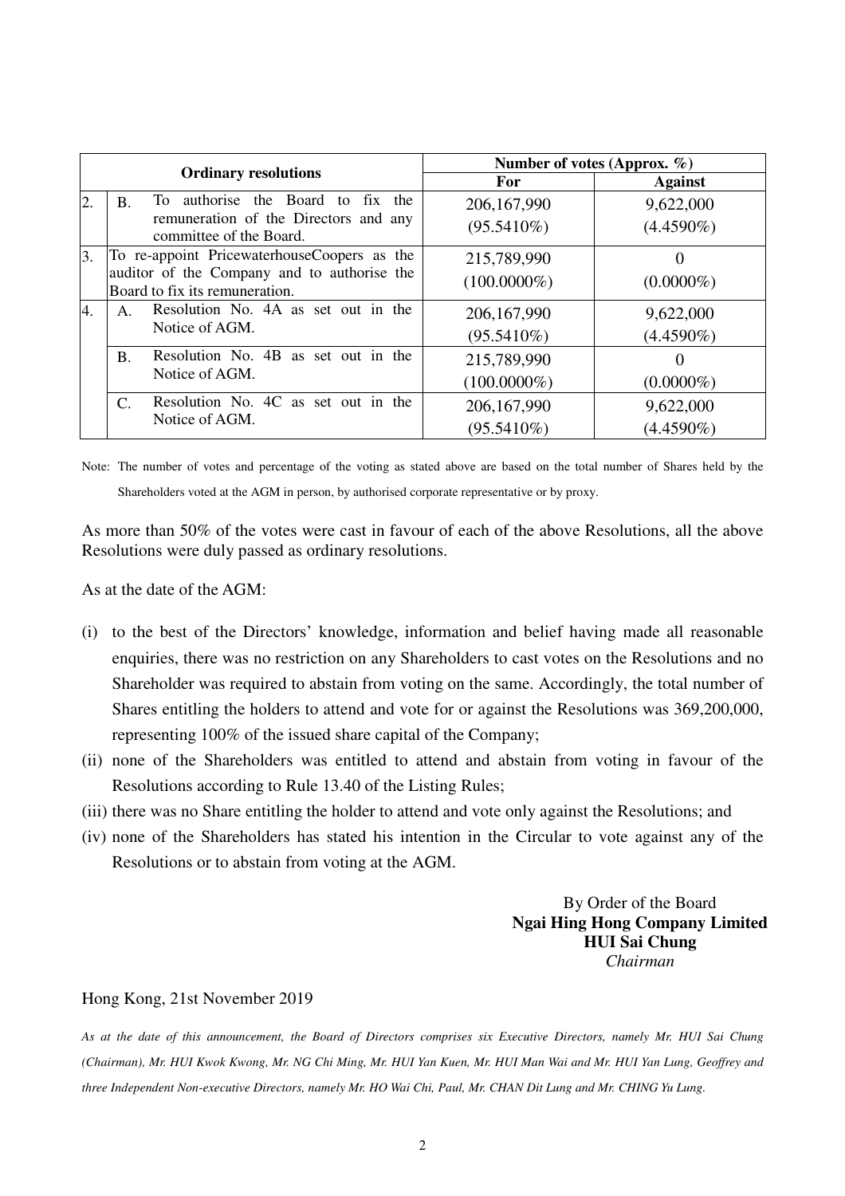| Ordinary resolutions | | Number of votes (Approx. %) | |
|---|---|---|---|
| | | For | Against |
| 2. | B. To authorise the Board to fix the remuneration of the Directors and any committee of the Board. | 206,167,990 (95.5410%) | 9,622,000 (4.4590%) |
| 3. | To re-appoint PricewaterhouseCoopers as the auditor of the Company and to authorise the Board to fix its remuneration. | 215,789,990 (100.0000%) | 0 (0.0000%) |
| 4. | A. Resolution No. 4A as set out in the Notice of AGM. | 206,167,990 (95.5410%) | 9,622,000 (4.4590%) |
| | B. Resolution No. 4B as set out in the Notice of AGM. | 215,789,990 (100.0000%) | 0 (0.0000%) |
| | C. Resolution No. 4C as set out in the Notice of AGM. | 206,167,990 (95.5410%) | 9,622,000 (4.4590%) |

Note: The number of votes and percentage of the voting as stated above are based on the total number of Shares held by the Shareholders voted at the AGM in person, by authorised corporate representative or by proxy.

As more than 50% of the votes were cast in favour of each of the above Resolutions, all the above Resolutions were duly passed as ordinary resolutions.

As at the date of the AGM:

(i) to the best of the Directors' knowledge, information and belief having made all reasonable enquiries, there was no restriction on any Shareholders to cast votes on the Resolutions and no Shareholder was required to abstain from voting on the same. Accordingly, the total number of Shares entitling the holders to attend and vote for or against the Resolutions was 369,200,000, representing 100% of the issued share capital of the Company;

(ii) none of the Shareholders was entitled to attend and abstain from voting in favour of the Resolutions according to Rule 13.40 of the Listing Rules;

(iii) there was no Share entitling the holder to attend and vote only against the Resolutions; and

(iv) none of the Shareholders has stated his intention in the Circular to vote against any of the Resolutions or to abstain from voting at the AGM.

By Order of the Board
**Ngai Hing Hong Company Limited**
**HUI Sai Chung**
*Chairman*

Hong Kong, 21st November 2019

*As at the date of this announcement, the Board of Directors comprises six Executive Directors, namely Mr. HUI Sai Chung (Chairman), Mr. HUI Kwok Kwong, Mr. NG Chi Ming, Mr. HUI Yan Kuen, Mr. HUI Man Wai and Mr. HUI Yan Lung, Geoffrey and three Independent Non-executive Directors, namely Mr. HO Wai Chi, Paul, Mr. CHAN Dit Lung and Mr. CHING Yu Lung.*